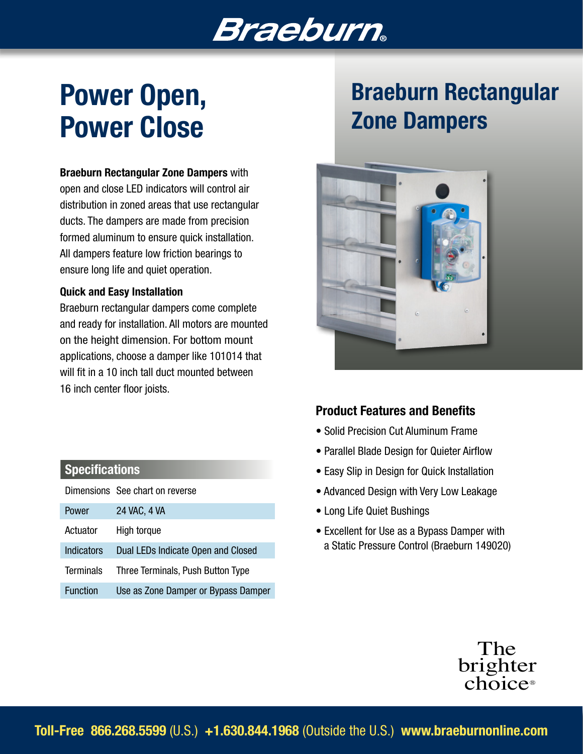# Braeburn®

# Power Open, Power Close

# Braeburn Rectangular Zone Dampers

**Braeburn Rectangular Zone Dampers** with open and close LED indicators will control air distribution in zoned areas that use rectangular ducts. The dampers are made from precision formed aluminum to ensure quick installation. All dampers feature low friction bearings to ensure long life and quiet operation.

### Quick and Easy Installation

Braeburn rectangular dampers come complete and ready for installation. All motors are mounted on the height dimension. For bottom mount applications, choose a damper like 101014 that will fit in a 10 inch tall duct mounted between 16 inch center floor joists.

## Specifications

| | |
|---|---|
| Dimensions | See chart on reverse |
| Power | 24 VAC, 4 VA |
| Actuator | High torque |
| Indicators | Dual LEDs Indicate Open and Closed |
| Terminals | Three Terminals, Push Button Type |
| Function | Use as Zone Damper or Bypass Damper |

### Product Features and Benefits

- Solid Precision Cut Aluminum Frame
- Parallel Blade Design for Quieter Airflow
- Easy Slip in Design for Quick Installation
- Advanced Design with Very Low Leakage
- Long Life Quiet Bushings
- Excellent for Use as a Bypass Damper with a Static Pressure Control (Braeburn 149020)

The brighter choice®

**Toll-Free 866.268.5599** (U.S.) **+1.630.844.1968** (Outside the U.S.) **www.braeburnonline.com**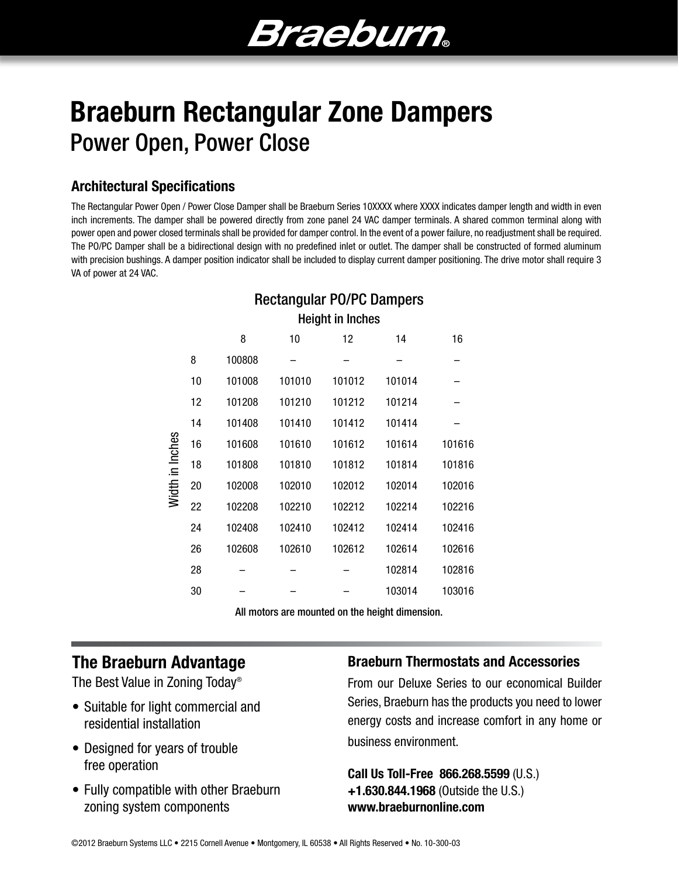# Braeburn Rectangular Zone Dampers

## Power Open, Power Close

### Architectural Specifications

The Rectangular Power Open / Power Close Damper shall be Braeburn Series 10XXXX where XXXX indicates damper length and width in even inch increments. The damper shall be powered directly from zone panel 24 VAC damper terminals. A shared common terminal along with power open and power closed terminals shall be provided for damper control. In the event of a power failure, no readjustment shall be required. The PO/PC Damper shall be a bidirectional design with no predefined inlet or outlet. The damper shall be constructed of formed aluminum with precision bushings. A damper position indicator shall be included to display current damper positioning. The drive motor shall require 3 VA of power at 24 VAC.

**Rectangular PO/PC Dampers**

| Width in Inches \ Height in Inches | 8 | 10 | 12 | 14 | 16 |
|---|---|---|---|---|---|
| 8 | 100808 | – | – | – | – |
| 10 | 101008 | 101010 | 101012 | 101014 | – |
| 12 | 101208 | 101210 | 101212 | 101214 | – |
| 14 | 101408 | 101410 | 101412 | 101414 | – |
| 16 | 101608 | 101610 | 101612 | 101614 | 101616 |
| 18 | 101808 | 101810 | 101812 | 101814 | 101816 |
| 20 | 102008 | 102010 | 102012 | 102014 | 102016 |
| 22 | 102208 | 102210 | 102212 | 102214 | 102216 |
| 24 | 102408 | 102410 | 102412 | 102414 | 102416 |
| 26 | 102608 | 102610 | 102612 | 102614 | 102616 |
| 28 | – | – | – | 102814 | 102816 |
| 30 | – | – | – | 103014 | 103016 |

All motors are mounted on the height dimension.

## The Braeburn Advantage

The Best Value in Zoning Today®

- Suitable for light commercial and residential installation
- Designed for years of trouble free operation
- Fully compatible with other Braeburn zoning system components

## Braeburn Thermostats and Accessories

From our Deluxe Series to our economical Builder Series, Braeburn has the products you need to lower energy costs and increase comfort in any home or business environment.

**Call Us Toll-Free 866.268.5599** (U.S.)
**+1.630.844.1968** (Outside the U.S.)
**www.braeburnonline.com**

©2012 Braeburn Systems LLC • 2215 Cornell Avenue • Montgomery, IL 60538 • All Rights Reserved • No. 10-300-03